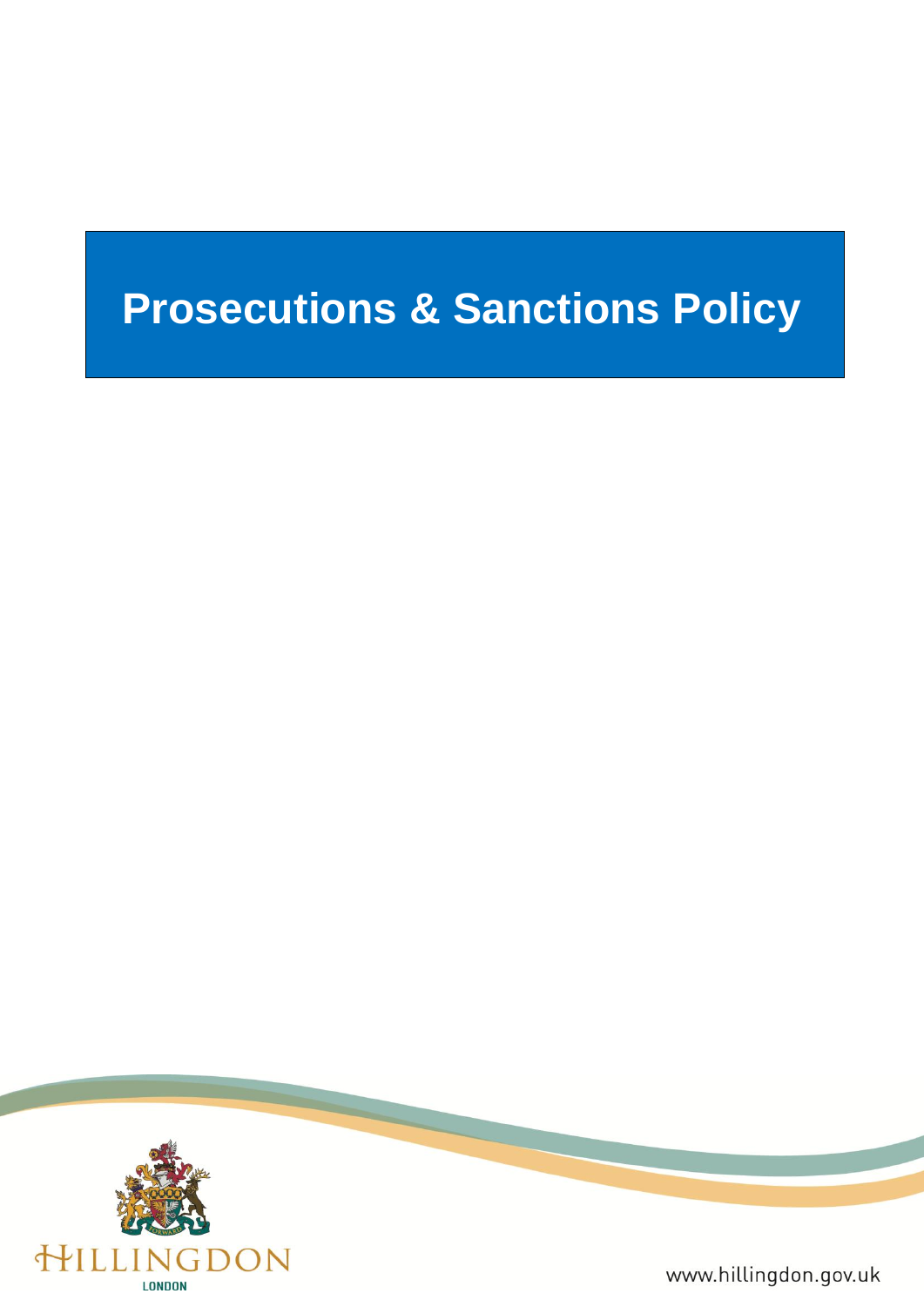# Prosecutions & Sanctions Policy

HILLINGDON
LONDON

www.hillingdon.gov.uk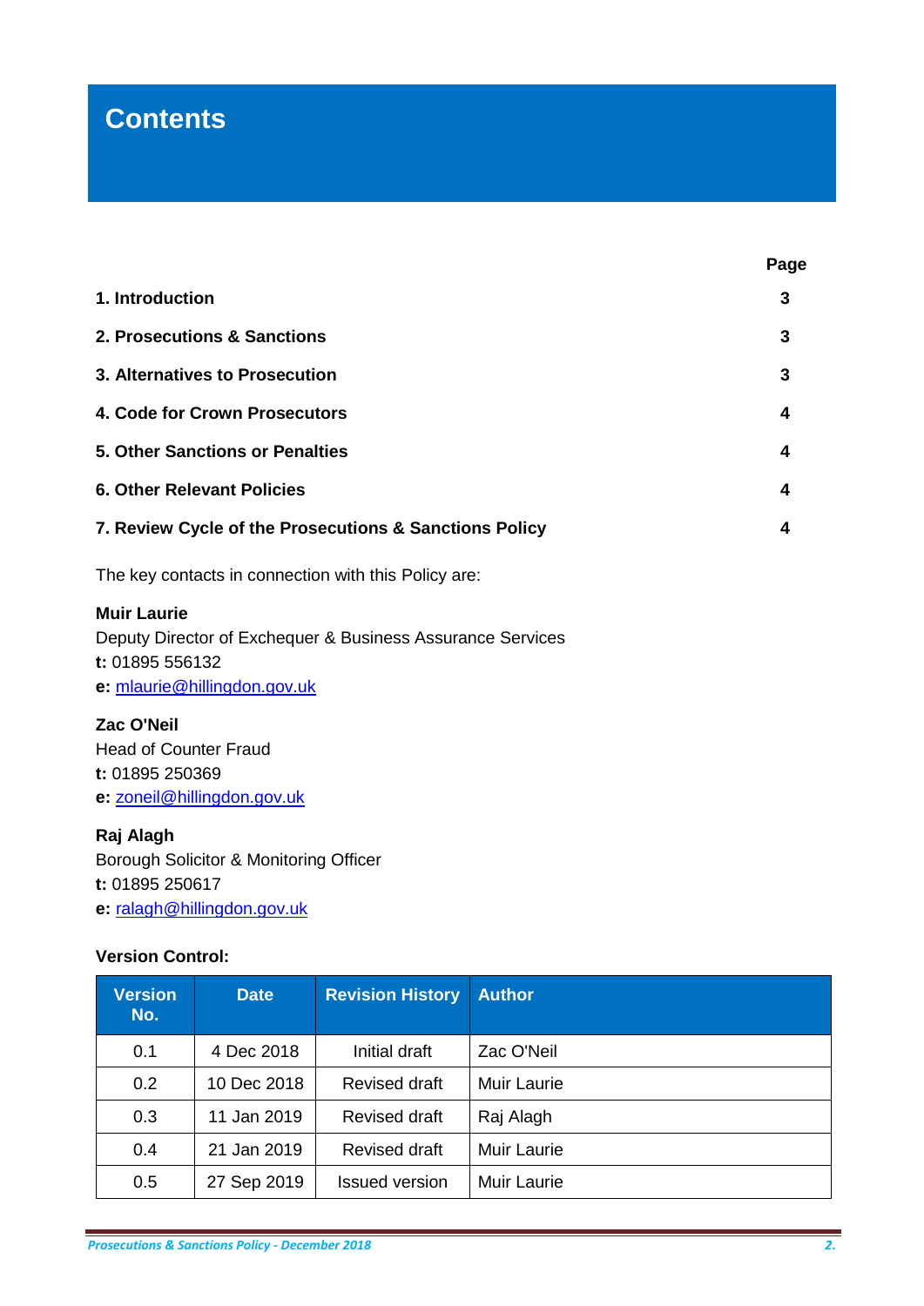# Contents

| | Page |
|---|---|
| **1. Introduction** | **3** |
| **2. Prosecutions & Sanctions** | **3** |
| **3. Alternatives to Prosecution** | **3** |
| **4. Code for Crown Prosecutors** | **4** |
| **5. Other Sanctions or Penalties** | **4** |
| **6. Other Relevant Policies** | **4** |
| **7. Review Cycle of the Prosecutions & Sanctions Policy** | **4** |

The key contacts in connection with this Policy are:

**Muir Laurie**
Deputy Director of Exchequer & Business Assurance Services
**t:** 01895 556132
**e:** mlaurie@hillingdon.gov.uk

**Zac O'Neil**
Head of Counter Fraud
**t:** 01895 250369
**e:** zoneil@hillingdon.gov.uk

**Raj Alagh**
Borough Solicitor & Monitoring Officer
**t:** 01895 250617
**e:** ralagh@hillingdon.gov.uk

**Version Control:**

| Version No. | Date | Revision History | Author |
|---|---|---|---|
| 0.1 | 4 Dec 2018 | Initial draft | Zac O'Neil |
| 0.2 | 10 Dec 2018 | Revised draft | Muir Laurie |
| 0.3 | 11 Jan 2019 | Revised draft | Raj Alagh |
| 0.4 | 21 Jan 2019 | Revised draft | Muir Laurie |
| 0.5 | 27 Sep 2019 | Issued version | Muir Laurie |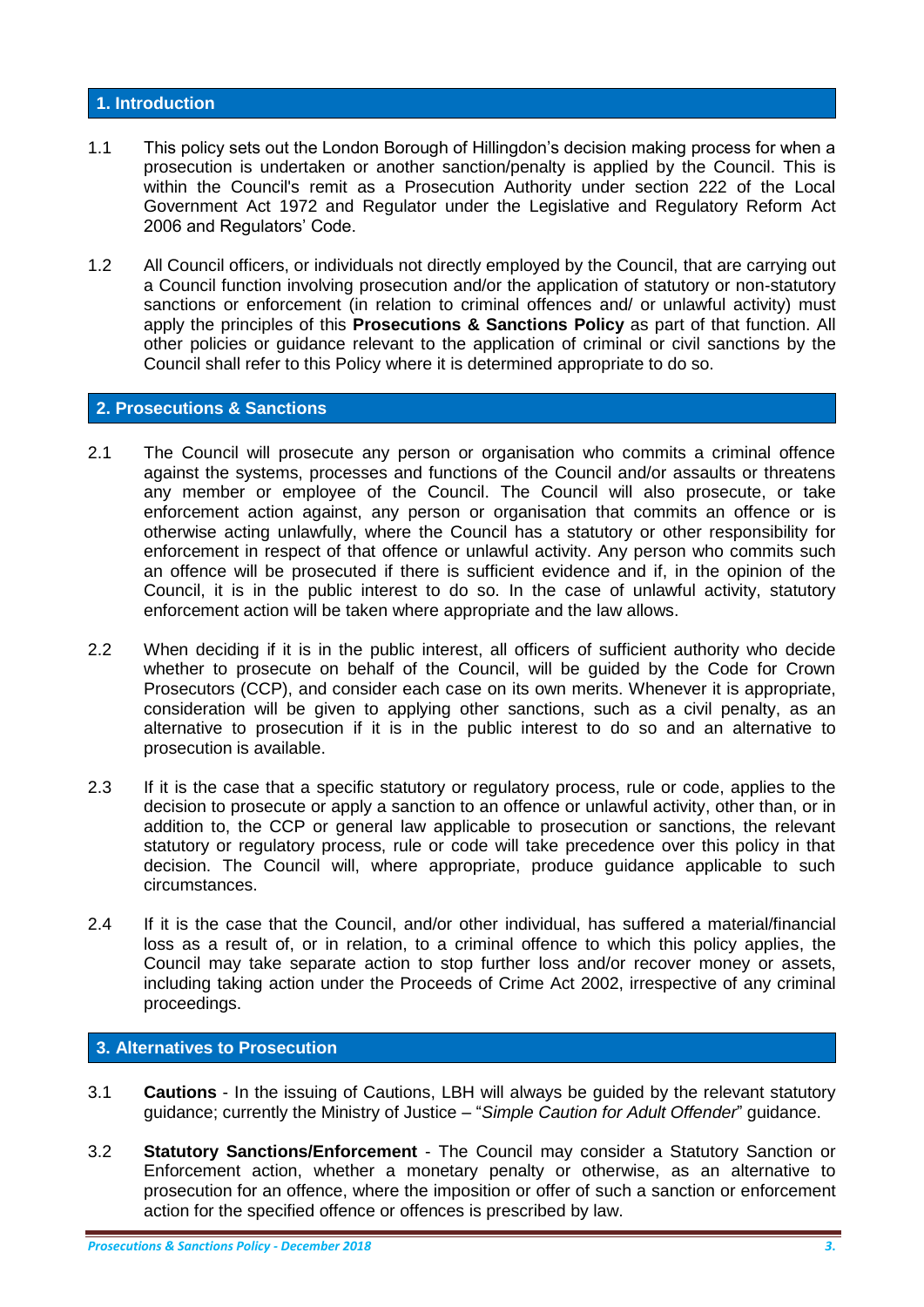## 1. Introduction

1.1 This policy sets out the London Borough of Hillingdon's decision making process for when a prosecution is undertaken or another sanction/penalty is applied by the Council. This is within the Council's remit as a Prosecution Authority under section 222 of the Local Government Act 1972 and Regulator under the Legislative and Regulatory Reform Act 2006 and Regulators' Code.

1.2 All Council officers, or individuals not directly employed by the Council, that are carrying out a Council function involving prosecution and/or the application of statutory or non-statutory sanctions or enforcement (in relation to criminal offences and/ or unlawful activity) must apply the principles of this **Prosecutions & Sanctions Policy** as part of that function. All other policies or guidance relevant to the application of criminal or civil sanctions by the Council shall refer to this Policy where it is determined appropriate to do so.

## 2. Prosecutions & Sanctions

2.1 The Council will prosecute any person or organisation who commits a criminal offence against the systems, processes and functions of the Council and/or assaults or threatens any member or employee of the Council. The Council will also prosecute, or take enforcement action against, any person or organisation that commits an offence or is otherwise acting unlawfully, where the Council has a statutory or other responsibility for enforcement in respect of that offence or unlawful activity. Any person who commits such an offence will be prosecuted if there is sufficient evidence and if, in the opinion of the Council, it is in the public interest to do so. In the case of unlawful activity, statutory enforcement action will be taken where appropriate and the law allows.

2.2 When deciding if it is in the public interest, all officers of sufficient authority who decide whether to prosecute on behalf of the Council, will be guided by the Code for Crown Prosecutors (CCP), and consider each case on its own merits. Whenever it is appropriate, consideration will be given to applying other sanctions, such as a civil penalty, as an alternative to prosecution if it is in the public interest to do so and an alternative to prosecution is available.

2.3 If it is the case that a specific statutory or regulatory process, rule or code, applies to the decision to prosecute or apply a sanction to an offence or unlawful activity, other than, or in addition to, the CCP or general law applicable to prosecution or sanctions, the relevant statutory or regulatory process, rule or code will take precedence over this policy in that decision. The Council will, where appropriate, produce guidance applicable to such circumstances.

2.4 If it is the case that the Council, and/or other individual, has suffered a material/financial loss as a result of, or in relation, to a criminal offence to which this policy applies, the Council may take separate action to stop further loss and/or recover money or assets, including taking action under the Proceeds of Crime Act 2002, irrespective of any criminal proceedings.

## 3. Alternatives to Prosecution

3.1 **Cautions** - In the issuing of Cautions, LBH will always be guided by the relevant statutory guidance; currently the Ministry of Justice – "*Simple Caution for Adult Offender*" guidance.

3.2 **Statutory Sanctions/Enforcement** - The Council may consider a Statutory Sanction or Enforcement action, whether a monetary penalty or otherwise, as an alternative to prosecution for an offence, where the imposition or offer of such a sanction or enforcement action for the specified offence or offences is prescribed by law.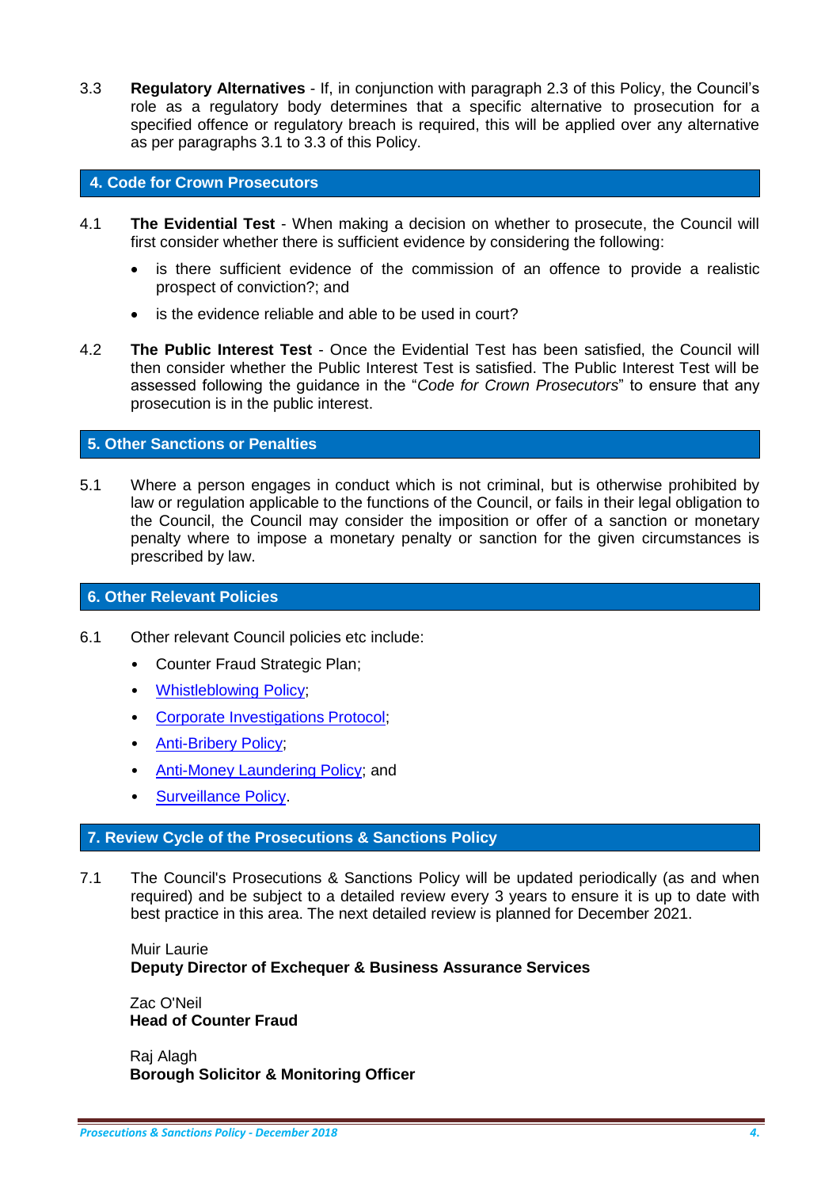3.3 **Regulatory Alternatives** - If, in conjunction with paragraph 2.3 of this Policy, the Council's role as a regulatory body determines that a specific alternative to prosecution for a specified offence or regulatory breach is required, this will be applied over any alternative as per paragraphs 3.1 to 3.3 of this Policy.

## 4. Code for Crown Prosecutors

4.1 **The Evidential Test** - When making a decision on whether to prosecute, the Council will first consider whether there is sufficient evidence by considering the following:

- is there sufficient evidence of the commission of an offence to provide a realistic prospect of conviction?; and
- is the evidence reliable and able to be used in court?

4.2 **The Public Interest Test** - Once the Evidential Test has been satisfied, the Council will then consider whether the Public Interest Test is satisfied. The Public Interest Test will be assessed following the guidance in the "*Code for Crown Prosecutors*" to ensure that any prosecution is in the public interest.

## 5. Other Sanctions or Penalties

5.1 Where a person engages in conduct which is not criminal, but is otherwise prohibited by law or regulation applicable to the functions of the Council, or fails in their legal obligation to the Council, the Council may consider the imposition or offer of a sanction or monetary penalty where to impose a monetary penalty or sanction for the given circumstances is prescribed by law.

## 6. Other Relevant Policies

6.1 Other relevant Council policies etc include:

- Counter Fraud Strategic Plan;
- Whistleblowing Policy;
- Corporate Investigations Protocol;
- Anti-Bribery Policy;
- Anti-Money Laundering Policy; and
- Surveillance Policy.

## 7. Review Cycle of the Prosecutions & Sanctions Policy

7.1 The Council's Prosecutions & Sanctions Policy will be updated periodically (as and when required) and be subject to a detailed review every 3 years to ensure it is up to date with best practice in this area. The next detailed review is planned for December 2021.

Muir Laurie
**Deputy Director of Exchequer & Business Assurance Services**

Zac O'Neil
**Head of Counter Fraud**

Raj Alagh
**Borough Solicitor & Monitoring Officer**